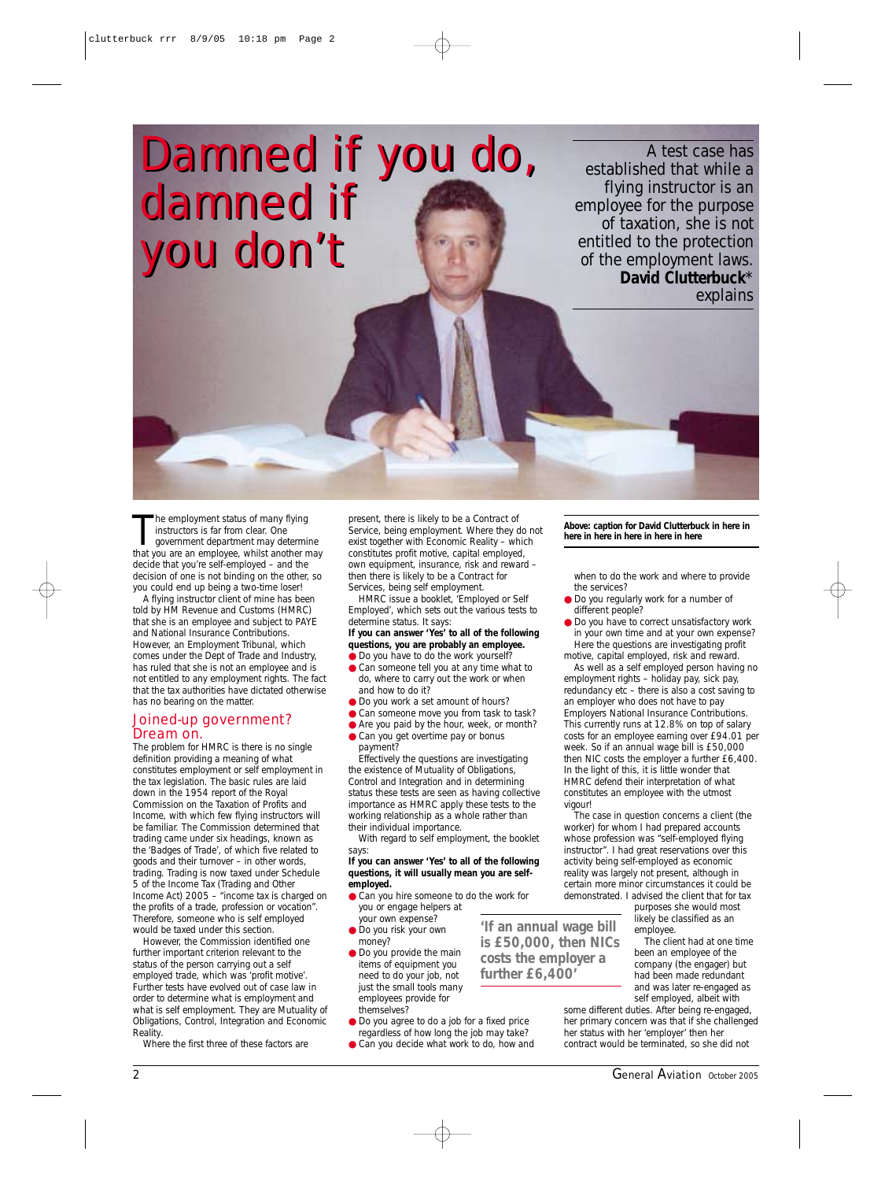# Damned if you do, damned if you don't

A test case has established that while a flying instructor is an employee for the purpose of taxation, she is not entitled to the protection of the employment laws. **David Clutterbuck*** explains

**Above: caption for David Clutterbuck in here in here in here in here in here in here**

The employment status of many flying instructors is far from clear. One government department may determine that you are an employee, whilst another may decide that you're self-employed – and the decision of one is not binding on the other, so you could end up being a two-time loser!

A flying instructor client of mine has been told by HM Revenue and Customs (HMRC) that she is an employee and subject to PAYE and National Insurance Contributions. However, an Employment Tribunal, which comes under the Dept of Trade and Industry, has ruled that she is not an employee and is not entitled to any employment rights. The fact that the tax authorities have dictated otherwise has no bearing on the matter.

## Joined-up government? Dream on.

The problem for HMRC is there is no single definition providing a meaning of what constitutes employment or self employment in the tax legislation. The basic rules are laid down in the 1954 report of the Royal Commission on the Taxation of Profits and Income, with which few flying instructors will be familiar. The Commission determined that trading came under six headings, known as the 'Badges of Trade', of which five related to goods and their turnover – in other words, trading. Trading is now taxed under Schedule 5 of the Income Tax (Trading and Other Income Act) 2005 – "income tax is charged on the profits of a trade, profession or vocation". Therefore, someone who is self employed would be taxed under this section.

However, the Commission identified one further important criterion relevant to the status of the person carrying out a self employed trade, which was 'profit motive'. Further tests have evolved out of case law in order to determine what is employment and what is self employment. They are Mutuality of Obligations, Control, Integration and Economic Reality.

Where the first three of these factors are present, there is likely to be a Contract of Service, being employment. Where they do not exist together with Economic Reality – which constitutes profit motive, capital employed, own equipment, insurance, risk and reward – then there is likely to be a Contract for Services, being self employment.

HMRC issue a booklet, 'Employed or Self Employed', which sets out the various tests to determine status. It says:

**If you can answer 'Yes' to all of the following questions, you are probably an employee.**

- Do you have to do the work yourself?
- Can someone tell you at any time what to do, where to carry out the work or when and how to do it?
- Do you work a set amount of hours?
- Can someone move you from task to task?
- Are you paid by the hour, week, or month?
- Can you get overtime pay or bonus payment?

Effectively the questions are investigating the existence of Mutuality of Obligations, Control and Integration and in determining status these tests are seen as having collective importance as HMRC apply these tests to the working relationship as a whole rather than their individual importance.

With regard to self employment, the booklet says:

**If you can answer 'Yes' to all of the following questions, it will usually mean you are self-employed.**

- Can you hire someone to do the work for you or engage helpers at your own expense?
- Do you risk your own money?
- Do you provide the main items of equipment you need to do your job, not just the small tools many employees provide for themselves?
- Do you agree to do a job for a fixed price regardless of how long the job may take?
- Can you decide what work to do, how and when to do the work and where to provide the services?
- Do you regularly work for a number of different people?
- Do you have to correct unsatisfactory work in your own time and at your own expense?

Here the questions are investigating profit motive, capital employed, risk and reward.

As well as a self employed person having no employment rights – holiday pay, sick pay, redundancy etc – there is also a cost saving to an employer who does not have to pay Employers National Insurance Contributions. This currently runs at 12.8% on top of salary costs for an employee earning over £94.01 per week. So if an annual wage bill is £50,000 then NIC costs the employer a further £6,400. In the light of this, it is little wonder that HMRC defend their interpretation of what constitutes an employee with the utmost vigour!

> **'If an annual wage bill is £50,000, then NICs costs the employer a further £6,400'**

The case in question concerns a client (the worker) for whom I had prepared accounts whose profession was "self-employed flying instructor". I had great reservations over this activity being self-employed as economic reality was largely not present, although in certain more minor circumstances it could be demonstrated. I advised the client that for tax purposes she would most likely be classified as an employee.

The client had at one time been an employee of the company (the engager) but had been made redundant and was later re-engaged as self employed, albeit with some different duties. After being re-engaged, her primary concern was that if she challenged her status with her 'employer' then her contract would be terminated, so she did not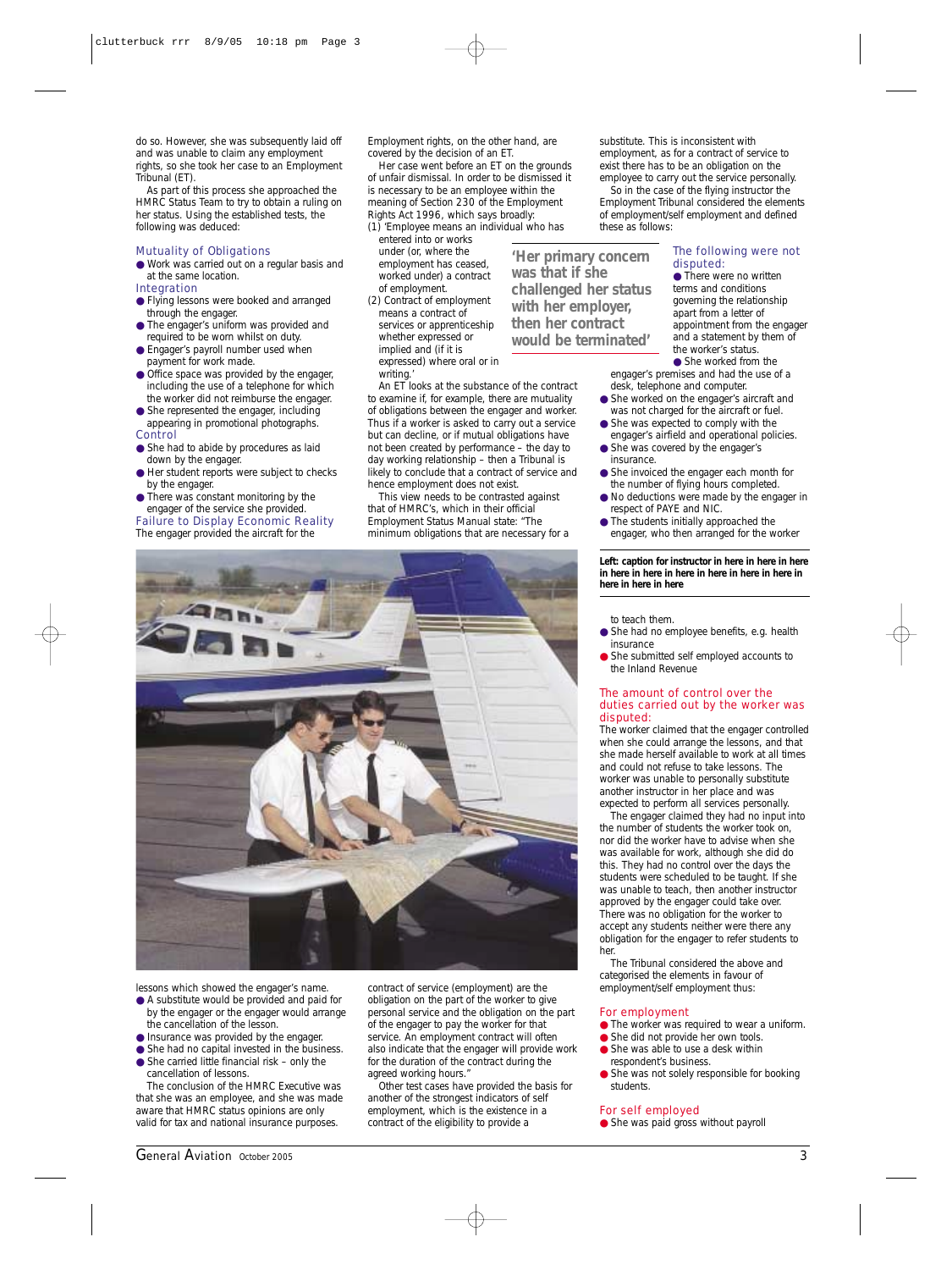do so. However, she was subsequently laid off and was unable to claim any employment rights, so she took her case to an Employment Tribunal (ET).

As part of this process she approached the HMRC Status Team to try to obtain a ruling on her status. Using the established tests, the following was deduced:

### Mutuality of Obligations

- Work was carried out on a regular basis and at the same location.

### Integration

- Flying lessons were booked and arranged through the engager.
- The engager's uniform was provided and required to be worn whilst on duty.
- Engager's payroll number used when payment for work made.
- Office space was provided by the engager, including the use of a telephone for which the worker did not reimburse the engager.
- She represented the engager, including appearing in promotional photographs.

### Control

- She had to abide by procedures as laid down by the engager.
- Her student reports were subject to checks by the engager.
- There was constant monitoring by the engager of the service she provided.

### Failure to Display Economic Reality

The engager provided the aircraft for the lessons which showed the engager's name.

- A substitute would be provided and paid for by the engager or the engager would arrange the cancellation of the lesson.
- Insurance was provided by the engager.
- She had no capital invested in the business.
- She carried little financial risk – only the cancellation of lessons.

The conclusion of the HMRC Executive was that she was an employee, and she was made aware that HMRC status opinions are only valid for tax and national insurance purposes.

Employment rights, on the other hand, are covered by the decision of an ET.

Her case went before an ET on the grounds of unfair dismissal. In order to be dismissed it is necessary to be an employee within the meaning of Section 230 of the Employment Rights Act 1996, which says broadly:

(1) 'Employee means an individual who has entered into or works under (or, where the employment has ceased, worked under) a contract of employment.

(2) Contract of employment means a contract of services or apprenticeship whether expressed or implied and (if it is expressed) where oral or in writing.'

> 'Her primary concern was that if she challenged her status with her employer, then her contract would be terminated'

An ET looks at the substance of the contract to examine if, for example, there are mutuality of obligations between the engager and worker. Thus if a worker is asked to carry out a service but can decline, or if mutual obligations have not been created by performance – the day to day working relationship – then a Tribunal is likely to conclude that a contract of service and hence employment does not exist.

This view needs to be contrasted against that of HMRC's, which in their official Employment Status Manual state: "The minimum obligations that are necessary for a contract of service (employment) are the obligation on the part of the worker to give personal service and the obligation on the part of the engager to pay the worker for that service. An employment contract will often also indicate that the engager will provide work for the duration of the contract during the agreed working hours."

Other test cases have provided the basis for another of the strongest indicators of self employment, which is the existence in a contract of the eligibility to provide a substitute. This is inconsistent with employment, as for a contract of service to exist there has to be an obligation on the employee to carry out the service personally.

So in the case of the flying instructor the Employment Tribunal considered the elements of employment/self employment and defined these as follows:

### The following were not disputed:

- There were no written terms and conditions governing the relationship apart from a letter of appointment from the engager and a statement by them of the worker's status.
- She worked from the engager's premises and had the use of a desk, telephone and computer.
- She worked on the engager's aircraft and was not charged for the aircraft or fuel.
- She was expected to comply with the engager's airfield and operational policies.
- She was covered by the engager's insurance.
- She invoiced the engager each month for the number of flying hours completed.
- No deductions were made by the engager in respect of PAYE and NIC.
- The students initially approached the engager, who then arranged for the worker to teach them.
- She had no employee benefits, e.g. health insurance
- She submitted self employed accounts to the Inland Revenue

**Left: caption for instructor in here in here in here in here in here in here in here in here in here in here in here in here**

### The amount of control over the duties carried out by the worker was disputed:

The worker claimed that the engager controlled when she could arrange the lessons, and that she made herself available to work at all times and could not refuse to take lessons. The worker was unable to personally substitute another instructor in her place and was expected to perform all services personally.

The engager claimed they had no input into the number of students the worker took on, nor did the worker have to advise when she was available for work, although she did do this. They had no control over the days the students were scheduled to be taught. If she was unable to teach, then another instructor approved by the engager could take over. There was no obligation for the worker to accept any students neither were there any obligation for the engager to refer students to her.

The Tribunal considered the above and categorised the elements in favour of employment/self employment thus:

### For employment

- The worker was required to wear a uniform.
- She did not provide her own tools.
- She was able to use a desk within respondent's business.
- She was not solely responsible for booking students.

### For self employed

- She was paid gross without payroll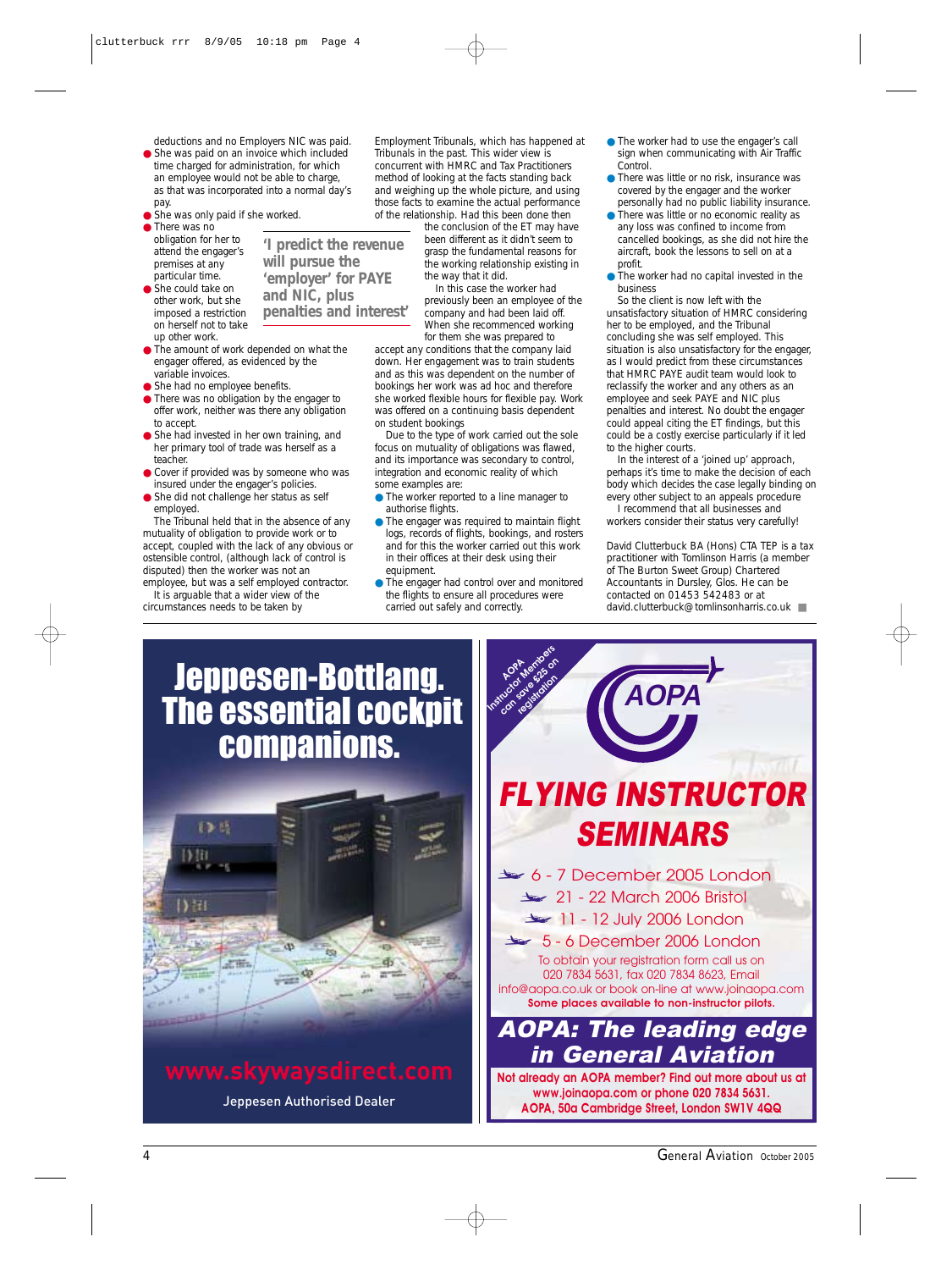deductions and no Employers NIC was paid.

- She was paid on an invoice which included time charged for administration, for which an employee would not be able to charge, as that was incorporated into a normal day's pay.
- She was only paid if she worked.
- There was no obligation for her to attend the engager's premises at any particular time.
- She could take on other work, but she imposed a restriction on herself not to take up other work.
- The amount of work depended on what the engager offered, as evidenced by the variable invoices.
- She had no employee benefits.
- There was no obligation by the engager to offer work, neither was there any obligation to accept.
- She had invested in her own training, and her primary tool of trade was herself as a teacher.
- Cover if provided was by someone who was insured under the engager's policies.
- She did not challenge her status as self employed.

**'I predict the revenue will pursue the 'employer' for PAYE and NIC, plus penalties and interest'**

The Tribunal held that in the absence of any mutuality of obligation to provide work or to accept, coupled with the lack of any obvious or ostensible control, (although lack of control is disputed) then the worker was not an employee, but was a self employed contractor.

It is arguable that a wider view of the circumstances needs to be taken by Employment Tribunals, which has happened at Tribunals in the past. This wider view is concurrent with HMRC and Tax Practitioners method of looking at the facts standing back and weighing up the whole picture, and using those facts to examine the actual performance of the relationship. Had this been done then the conclusion of the ET may have been different as it didn't seem to grasp the fundamental reasons for the working relationship existing in the way that it did.

In this case the worker had previously been an employee of the company and had been laid off. When she recommended working for them she was prepared to accept any conditions that the company laid down. Her engagement was to train students and as this was dependent on the number of bookings her work was ad hoc and therefore she worked flexible hours for flexible pay. Work was offered on a continuing basis dependent on student bookings

Due to the type of work carried out the sole focus on mutuality of obligations was flawed, and its importance was secondary to control, integration and economic reality of which some examples are:

- The worker reported to a line manager to authorise flights.
- The worker was required to maintain flight logs, records of flights, bookings, and rosters and for this the worker carried out this work in their offices at their desk using their equipment.
- The engager had control over and monitored the flights to ensure all procedures were carried out safely and correctly.
- The worker had to use the engager's call sign when communicating with Air Traffic Control.
- There was little or no risk, insurance was covered by the engager and the worker personally had no public liability insurance.
- There was little or no economic reality as any loss was confined to income from cancelled bookings, as she did not hire the aircraft, book the lessons to sell on at a profit.
- The worker had no capital invested in the business

So the client is now left with the unsatisfactory situation of HMRC considering her to be employed, and the Tribunal concluding she was self employed. This situation is also unsatisfactory for the engager, as I would predict from these circumstances that HMRC PAYE audit team would look to reclassify the worker and any others as an employee and seek PAYE and NIC plus penalties and interest. No doubt the engager could appeal citing the ET findings, but this could be a costly exercise particularly if it led to the higher courts.

In the interest of a 'joined up' approach, perhaps it's time to make the decision of each body which decides the case legally binding on every other subject to an appeals procedure

I recommend that all businesses and workers consider their status very carefully!

David Clutterbuck BA (Hons) CTA TEP is a tax practitioner with Tomlinson Harris (a member of The Burton Sweet Group) Chartered Accountants in Dursley, Glos. He can be contacted on 01453 542483 or at david.clutterbuck@tomlinsonharris.co.uk

**Jeppesen-Bottlang. The essential cockpit companions.**

www.skywaysdirect.com

Jeppesen Authorised Dealer

AOPA Instructor Members can save £25 on registration

AOPA

**FLYING INSTRUCTOR SEMINARS**

6 - 7 December 2005 London
21 - 22 March 2006 Bristol
11 - 12 July 2006 London
5 - 6 December 2006 London

To obtain your registration form call us on 020 7834 5631, fax 020 7834 8623, Email info@aopa.co.uk or book on-line at www.joinaopa.com

**Some places available to non-instructor pilots.**

**AOPA: The leading edge in General Aviation**

**Not already an AOPA member? Find out more about us at www.joinaopa.com or phone 020 7834 5631. AOPA, 50a Cambridge Street, London SW1V 4QQ**